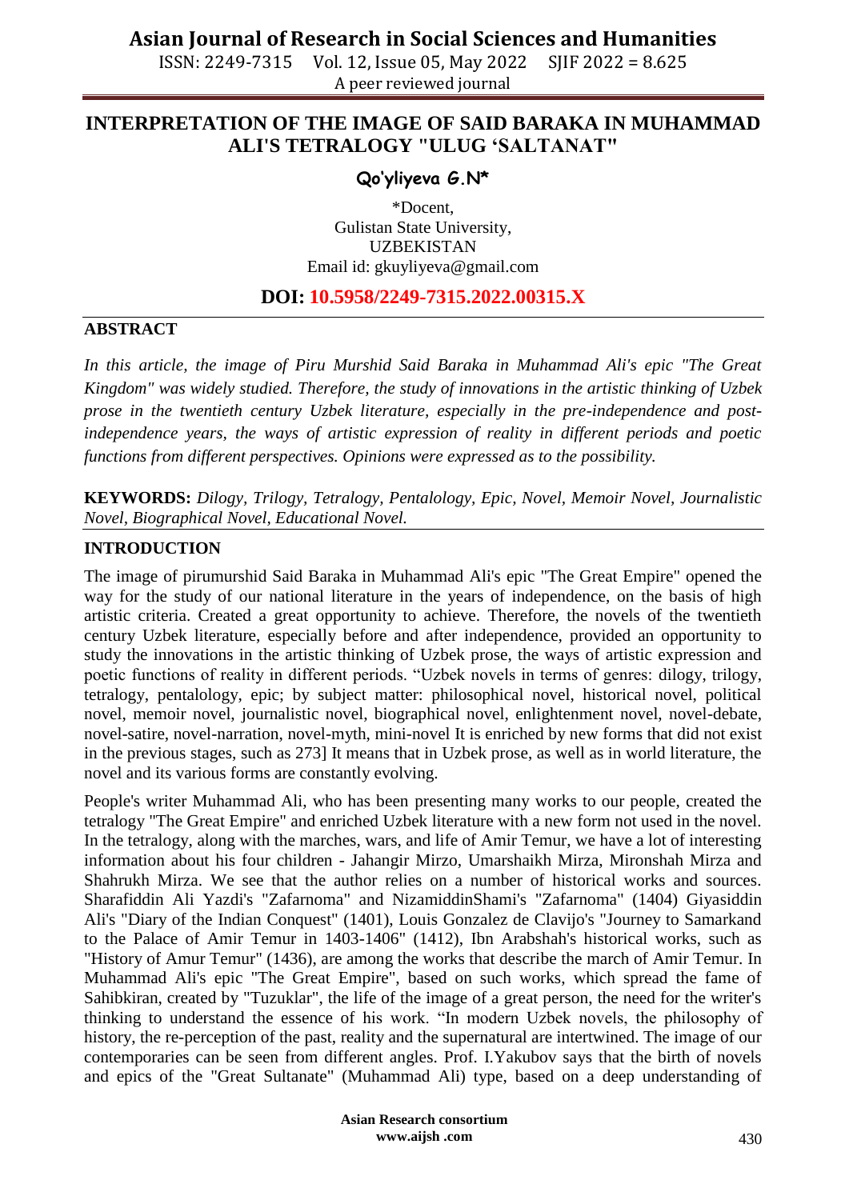# INTERPRETATION OF THE IMAGE OF SAID BARAKA IN MUHAMMAD ALI'S TETRALOGY "ULUG 'SALTANAT"

**Qo'yliyeva G.N***

*Docent,
Gulistan State University,
UZBEKISTAN
Email id: gkuyliyeva@gmail.com

**DOI: 10.5958/2249-7315.2022.00315.X**

## ABSTRACT

*In this article, the image of Piru Murshid Said Baraka in Muhammad Ali's epic "The Great Kingdom" was widely studied. Therefore, the study of innovations in the artistic thinking of Uzbek prose in the twentieth century Uzbek literature, especially in the pre-independence and post-independence years, the ways of artistic expression of reality in different periods and poetic functions from different perspectives. Opinions were expressed as to the possibility.*

**KEYWORDS:** *Dilogy, Trilogy, Tetralogy, Pentalology, Epic, Novel, Memoir Novel, Journalistic Novel, Biographical Novel, Educational Novel.*

## INTRODUCTION

The image of pirumurshid Said Baraka in Muhammad Ali's epic "The Great Empire" opened the way for the study of our national literature in the years of independence, on the basis of high artistic criteria. Created a great opportunity to achieve. Therefore, the novels of the twentieth century Uzbek literature, especially before and after independence, provided an opportunity to study the innovations in the artistic thinking of Uzbek prose, the ways of artistic expression and poetic functions of reality in different periods. "Uzbek novels in terms of genres: dilogy, trilogy, tetralogy, pentalology, epic; by subject matter: philosophical novel, historical novel, political novel, memoir novel, journalistic novel, biographical novel, enlightenment novel, novel-debate, novel-satire, novel-narration, novel-myth, mini-novel It is enriched by new forms that did not exist in the previous stages, such as 273] It means that in Uzbek prose, as well as in world literature, the novel and its various forms are constantly evolving.

People's writer Muhammad Ali, who has been presenting many works to our people, created the tetralogy "The Great Empire" and enriched Uzbek literature with a new form not used in the novel. In the tetralogy, along with the marches, wars, and life of Amir Temur, we have a lot of interesting information about his four children - Jahangir Mirzo, Umarshaikh Mirza, Mironshah Mirza and Shahrukh Mirza. We see that the author relies on a number of historical works and sources. Sharafiddin Ali Yazdi's "Zafarnoma" and NizamiddinShami's "Zafarnoma" (1404) Giyasiddin Ali's "Diary of the Indian Conquest" (1401), Louis Gonzalez de Clavijo's "Journey to Samarkand to the Palace of Amir Temur in 1403-1406" (1412), Ibn Arabshah's historical works, such as "History of Amur Temur" (1436), are among the works that describe the march of Amir Temur. In Muhammad Ali's epic "The Great Empire", based on such works, which spread the fame of Sahibkiran, created by "Tuzuklar", the life of the image of a great person, the need for the writer's thinking to understand the essence of his work. "In modern Uzbek novels, the philosophy of history, the re-perception of the past, reality and the supernatural are intertwined. The image of our contemporaries can be seen from different angles. Prof. I.Yakubov says that the birth of novels and epics of the "Great Sultanate" (Muhammad Ali) type, based on a deep understanding of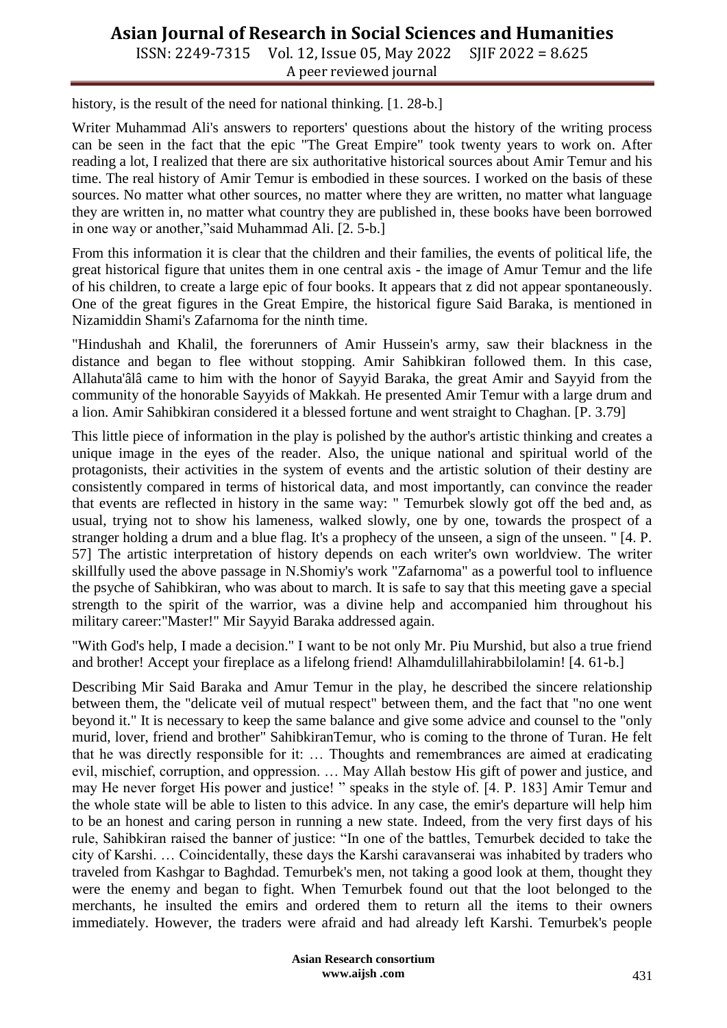history, is the result of the need for national thinking. [1. 28-b.]

Writer Muhammad Ali's answers to reporters' questions about the history of the writing process can be seen in the fact that the epic "The Great Empire" took twenty years to work on. After reading a lot, I realized that there are six authoritative historical sources about Amir Temur and his time. The real history of Amir Temur is embodied in these sources. I worked on the basis of these sources. No matter what other sources, no matter where they are written, no matter what language they are written in, no matter what country they are published in, these books have been borrowed in one way or another,"said Muhammad Ali. [2. 5-b.]

From this information it is clear that the children and their families, the events of political life, the great historical figure that unites them in one central axis - the image of Amur Temur and the life of his children, to create a large epic of four books. It appears that z did not appear spontaneously. One of the great figures in the Great Empire, the historical figure Said Baraka, is mentioned in Nizamiddin Shami's Zafarnoma for the ninth time.

"Hindushah and Khalil, the forerunners of Amir Hussein's army, saw their blackness in the distance and began to flee without stopping. Amir Sahibkiran followed them. In this case, Allahuta'âlâ came to him with the honor of Sayyid Baraka, the great Amir and Sayyid from the community of the honorable Sayyids of Makkah. He presented Amir Temur with a large drum and a lion. Amir Sahibkiran considered it a blessed fortune and went straight to Chaghan. [P. 3.79]

This little piece of information in the play is polished by the author's artistic thinking and creates a unique image in the eyes of the reader. Also, the unique national and spiritual world of the protagonists, their activities in the system of events and the artistic solution of their destiny are consistently compared in terms of historical data, and most importantly, can convince the reader that events are reflected in history in the same way: " Temurbek slowly got off the bed and, as usual, trying not to show his lameness, walked slowly, one by one, towards the prospect of a stranger holding a drum and a blue flag. It's a prophecy of the unseen, a sign of the unseen. " [4. P. 57] The artistic interpretation of history depends on each writer's own worldview. The writer skillfully used the above passage in N.Shomiy's work "Zafarnoma" as a powerful tool to influence the psyche of Sahibkiran, who was about to march. It is safe to say that this meeting gave a special strength to the spirit of the warrior, was a divine help and accompanied him throughout his military career:"Master!" Mir Sayyid Baraka addressed again.

"With God's help, I made a decision." I want to be not only Mr. Piu Murshid, but also a true friend and brother! Accept your fireplace as a lifelong friend! Alhamdulillahirabbilolamin! [4. 61-b.]

Describing Mir Said Baraka and Amur Temur in the play, he described the sincere relationship between them, the "delicate veil of mutual respect" between them, and the fact that "no one went beyond it." It is necessary to keep the same balance and give some advice and counsel to the "only murid, lover, friend and brother" SahibkiranTemur, who is coming to the throne of Turan. He felt that he was directly responsible for it: … Thoughts and remembrances are aimed at eradicating evil, mischief, corruption, and oppression. … May Allah bestow His gift of power and justice, and may He never forget His power and justice! " speaks in the style of. [4. P. 183] Amir Temur and the whole state will be able to listen to this advice. In any case, the emir's departure will help him to be an honest and caring person in running a new state. Indeed, from the very first days of his rule, Sahibkiran raised the banner of justice: "In one of the battles, Temurbek decided to take the city of Karshi. … Coincidentally, these days the Karshi caravanserai was inhabited by traders who traveled from Kashgar to Baghdad. Temurbek's men, not taking a good look at them, thought they were the enemy and began to fight. When Temurbek found out that the loot belonged to the merchants, he insulted the emirs and ordered them to return all the items to their owners immediately. However, the traders were afraid and had already left Karshi. Temurbek's people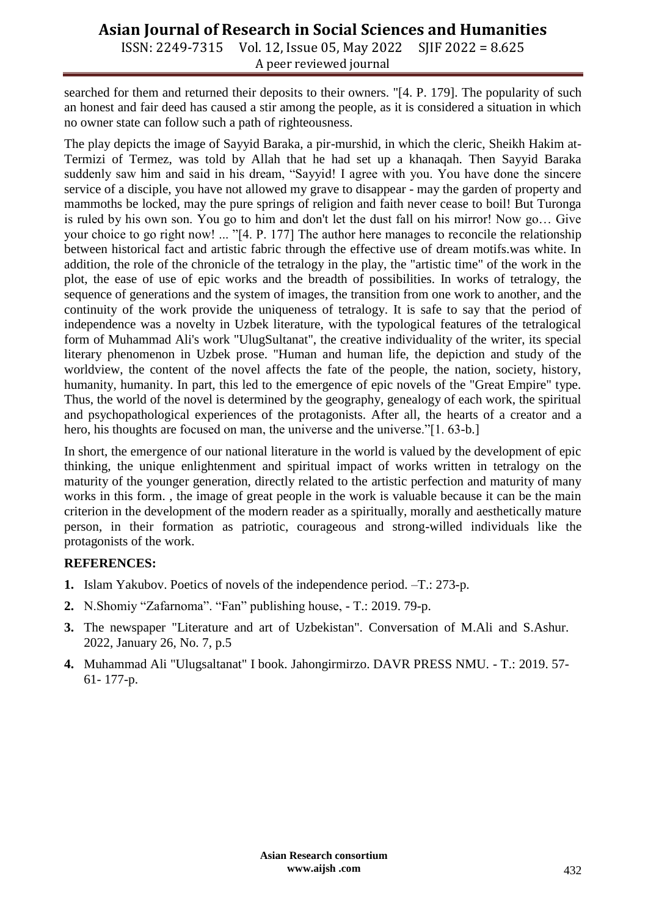searched for them and returned their deposits to their owners. "[4. P. 179]. The popularity of such an honest and fair deed has caused a stir among the people, as it is considered a situation in which no owner state can follow such a path of righteousness.

The play depicts the image of Sayyid Baraka, a pir-murshid, in which the cleric, Sheikh Hakim at-Termizi of Termez, was told by Allah that he had set up a khanaqah. Then Sayyid Baraka suddenly saw him and said in his dream, "Sayyid! I agree with you. You have done the sincere service of a disciple, you have not allowed my grave to disappear - may the garden of property and mammoths be locked, may the pure springs of religion and faith never cease to boil! But Turonga is ruled by his own son. You go to him and don't let the dust fall on his mirror! Now go… Give your choice to go right now! ... "[4. P. 177] The author here manages to reconcile the relationship between historical fact and artistic fabric through the effective use of dream motifs.was white. In addition, the role of the chronicle of the tetralogy in the play, the "artistic time" of the work in the plot, the ease of use of epic works and the breadth of possibilities. In works of tetralogy, the sequence of generations and the system of images, the transition from one work to another, and the continuity of the work provide the uniqueness of tetralogy. It is safe to say that the period of independence was a novelty in Uzbek literature, with the typological features of the tetralogical form of Muhammad Ali's work "UlugSultanat", the creative individuality of the writer, its special literary phenomenon in Uzbek prose. "Human and human life, the depiction and study of the worldview, the content of the novel affects the fate of the people, the nation, society, history, humanity, humanity. In part, this led to the emergence of epic novels of the "Great Empire" type. Thus, the world of the novel is determined by the geography, genealogy of each work, the spiritual and psychopathological experiences of the protagonists. After all, the hearts of a creator and a hero, his thoughts are focused on man, the universe and the universe."[1. 63-b.]

In short, the emergence of our national literature in the world is valued by the development of epic thinking, the unique enlightenment and spiritual impact of works written in tetralogy on the maturity of the younger generation, directly related to the artistic perfection and maturity of many works in this form. , the image of great people in the work is valuable because it can be the main criterion in the development of the modern reader as a spiritually, morally and aesthetically mature person, in their formation as patriotic, courageous and strong-willed individuals like the protagonists of the work.

**REFERENCES:**

1. Islam Yakubov. Poetics of novels of the independence period. –T.: 273-p.
2. N.Shomiy "Zafarnoma". "Fan" publishing house, - T.: 2019. 79-p.
3. The newspaper "Literature and art of Uzbekistan". Conversation of M.Ali and S.Ashur. 2022, January 26, No. 7, p.5
4. Muhammad Ali "Ulugsaltanat" I book. Jahongirmirzo. DAVR PRESS NMU. - T.: 2019. 57-61- 177-p.